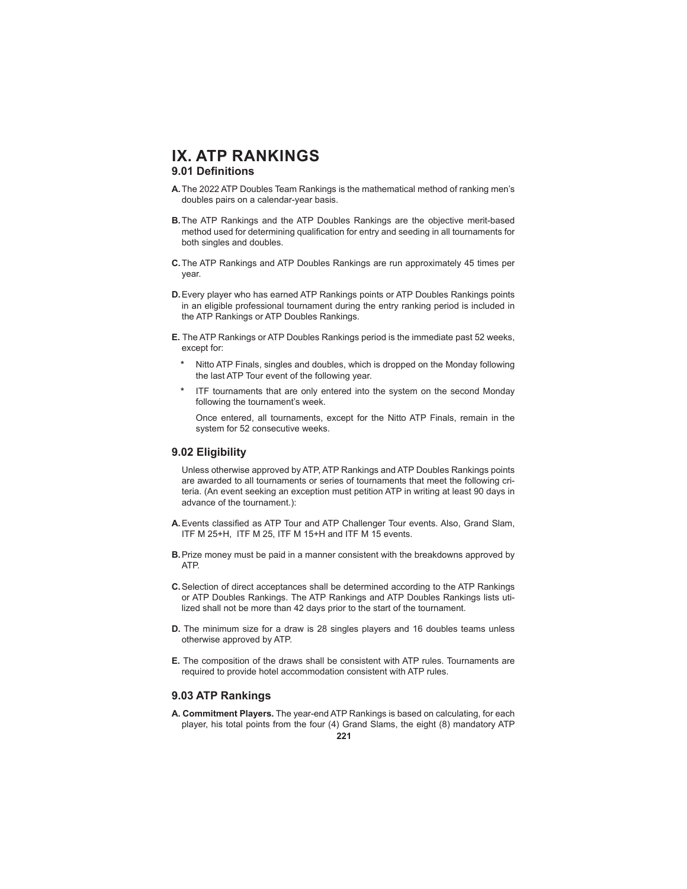# IX. ATP RANKINGS

## 9.01 Definitions

**A.** The 2022 ATP Doubles Team Rankings is the mathematical method of ranking men's doubles pairs on a calendar-year basis.

**B.** The ATP Rankings and the ATP Doubles Rankings are the objective merit-based method used for determining qualification for entry and seeding in all tournaments for both singles and doubles.

**C.** The ATP Rankings and ATP Doubles Rankings are run approximately 45 times per year.

**D.** Every player who has earned ATP Rankings points or ATP Doubles Rankings points in an eligible professional tournament during the entry ranking period is included in the ATP Rankings or ATP Doubles Rankings.

**E.** The ATP Rankings or ATP Doubles Rankings period is the immediate past 52 weeks, except for:

* Nitto ATP Finals, singles and doubles, which is dropped on the Monday following the last ATP Tour event of the following year.
* ITF tournaments that are only entered into the system on the second Monday following the tournament's week.

Once entered, all tournaments, except for the Nitto ATP Finals, remain in the system for 52 consecutive weeks.

## 9.02 Eligibility

Unless otherwise approved by ATP, ATP Rankings and ATP Doubles Rankings points are awarded to all tournaments or series of tournaments that meet the following criteria. (An event seeking an exception must petition ATP in writing at least 90 days in advance of the tournament.):

**A.** Events classified as ATP Tour and ATP Challenger Tour events. Also, Grand Slam, ITF M 25+H, ITF M 25, ITF M 15+H and ITF M 15 events.

**B.** Prize money must be paid in a manner consistent with the breakdowns approved by ATP.

**C.** Selection of direct acceptances shall be determined according to the ATP Rankings or ATP Doubles Rankings. The ATP Rankings and ATP Doubles Rankings lists utilized shall not be more than 42 days prior to the start of the tournament.

**D.** The minimum size for a draw is 28 singles players and 16 doubles teams unless otherwise approved by ATP.

**E.** The composition of the draws shall be consistent with ATP rules. Tournaments are required to provide hotel accommodation consistent with ATP rules.

## 9.03 ATP Rankings

**A. Commitment Players.** The year-end ATP Rankings is based on calculating, for each player, his total points from the four (4) Grand Slams, the eight (8) mandatory ATP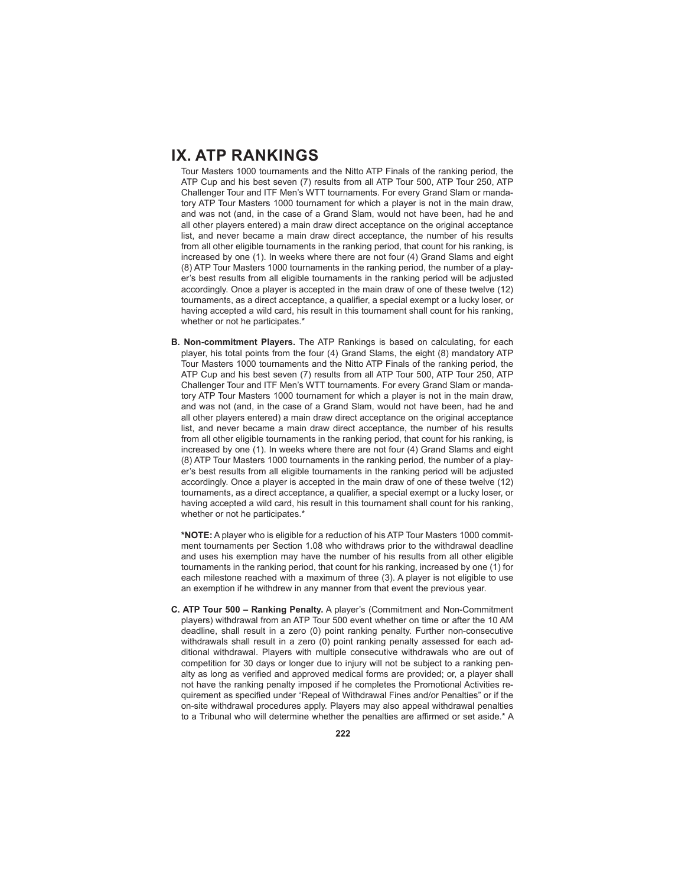# IX. ATP RANKINGS

Tour Masters 1000 tournaments and the Nitto ATP Finals of the ranking period, the ATP Cup and his best seven (7) results from all ATP Tour 500, ATP Tour 250, ATP Challenger Tour and ITF Men's WTT tournaments. For every Grand Slam or mandatory ATP Tour Masters 1000 tournament for which a player is not in the main draw, and was not (and, in the case of a Grand Slam, would not have been, had he and all other players entered) a main draw direct acceptance on the original acceptance list, and never became a main draw direct acceptance, the number of his results from all other eligible tournaments in the ranking period, that count for his ranking, is increased by one (1). In weeks where there are not four (4) Grand Slams and eight (8) ATP Tour Masters 1000 tournaments in the ranking period, the number of a player's best results from all eligible tournaments in the ranking period will be adjusted accordingly. Once a player is accepted in the main draw of one of these twelve (12) tournaments, as a direct acceptance, a qualifier, a special exempt or a lucky loser, or having accepted a wild card, his result in this tournament shall count for his ranking, whether or not he participates.*

**B. Non-commitment Players.** The ATP Rankings is based on calculating, for each player, his total points from the four (4) Grand Slams, the eight (8) mandatory ATP Tour Masters 1000 tournaments and the Nitto ATP Finals of the ranking period, the ATP Cup and his best seven (7) results from all ATP Tour 500, ATP Tour 250, ATP Challenger Tour and ITF Men's WTT tournaments. For every Grand Slam or mandatory ATP Tour Masters 1000 tournament for which a player is not in the main draw, and was not (and, in the case of a Grand Slam, would not have been, had he and all other players entered) a main draw direct acceptance on the original acceptance list, and never became a main draw direct acceptance, the number of his results from all other eligible tournaments in the ranking period, that count for his ranking, is increased by one (1). In weeks where there are not four (4) Grand Slams and eight (8) ATP Tour Masters 1000 tournaments in the ranking period, the number of a player's best results from all eligible tournaments in the ranking period will be adjusted accordingly. Once a player is accepted in the main draw of one of these twelve (12) tournaments, as a direct acceptance, a qualifier, a special exempt or a lucky loser, or having accepted a wild card, his result in this tournament shall count for his ranking, whether or not he participates.*

**\*NOTE:** A player who is eligible for a reduction of his ATP Tour Masters 1000 commitment tournaments per Section 1.08 who withdraws prior to the withdrawal deadline and uses his exemption may have the number of his results from all other eligible tournaments in the ranking period, that count for his ranking, increased by one (1) for each milestone reached with a maximum of three (3). A player is not eligible to use an exemption if he withdrew in any manner from that event the previous year.

**C. ATP Tour 500 – Ranking Penalty.** A player's (Commitment and Non-Commitment players) withdrawal from an ATP Tour 500 event whether on time or after the 10 AM deadline, shall result in a zero (0) point ranking penalty. Further non-consecutive withdrawals shall result in a zero (0) point ranking penalty assessed for each additional withdrawal. Players with multiple consecutive withdrawals who are out of competition for 30 days or longer due to injury will not be subject to a ranking penalty as long as verified and approved medical forms are provided; or, a player shall not have the ranking penalty imposed if he completes the Promotional Activities requirement as specified under "Repeal of Withdrawal Fines and/or Penalties" or if the on-site withdrawal procedures apply. Players may also appeal withdrawal penalties to a Tribunal who will determine whether the penalties are affirmed or set aside.* A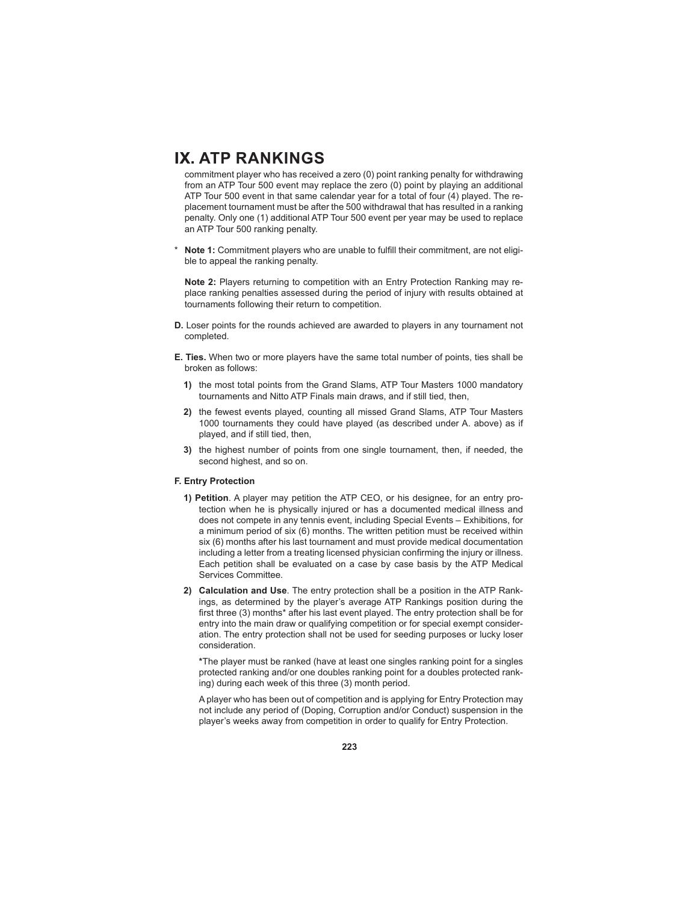# IX. ATP RANKINGS

commitment player who has received a zero (0) point ranking penalty for withdrawing from an ATP Tour 500 event may replace the zero (0) point by playing an additional ATP Tour 500 event in that same calendar year for a total of four (4) played. The replacement tournament must be after the 500 withdrawal that has resulted in a ranking penalty. Only one (1) additional ATP Tour 500 event per year may be used to replace an ATP Tour 500 ranking penalty.

\* **Note 1:** Commitment players who are unable to fulfill their commitment, are not eligible to appeal the ranking penalty.

**Note 2:** Players returning to competition with an Entry Protection Ranking may replace ranking penalties assessed during the period of injury with results obtained at tournaments following their return to competition.

**D.** Loser points for the rounds achieved are awarded to players in any tournament not completed.

**E. Ties.** When two or more players have the same total number of points, ties shall be broken as follows:

**1)** the most total points from the Grand Slams, ATP Tour Masters 1000 mandatory tournaments and Nitto ATP Finals main draws, and if still tied, then,

**2)** the fewest events played, counting all missed Grand Slams, ATP Tour Masters 1000 tournaments they could have played (as described under A. above) as if played, and if still tied, then,

**3)** the highest number of points from one single tournament, then, if needed, the second highest, and so on.

**F. Entry Protection**

**1) Petition**. A player may petition the ATP CEO, or his designee, for an entry protection when he is physically injured or has a documented medical illness and does not compete in any tennis event, including Special Events – Exhibitions, for a minimum period of six (6) months. The written petition must be received within six (6) months after his last tournament and must provide medical documentation including a letter from a treating licensed physician confirming the injury or illness. Each petition shall be evaluated on a case by case basis by the ATP Medical Services Committee.

**2) Calculation and Use**. The entry protection shall be a position in the ATP Rankings, as determined by the player's average ATP Rankings position during the first three (3) months* after his last event played. The entry protection shall be for entry into the main draw or qualifying competition or for special exempt consideration. The entry protection shall not be used for seeding purposes or lucky loser consideration.

**\***The player must be ranked (have at least one singles ranking point for a singles protected ranking and/or one doubles ranking point for a doubles protected ranking) during each week of this three (3) month period.

A player who has been out of competition and is applying for Entry Protection may not include any period of (Doping, Corruption and/or Conduct) suspension in the player's weeks away from competition in order to qualify for Entry Protection.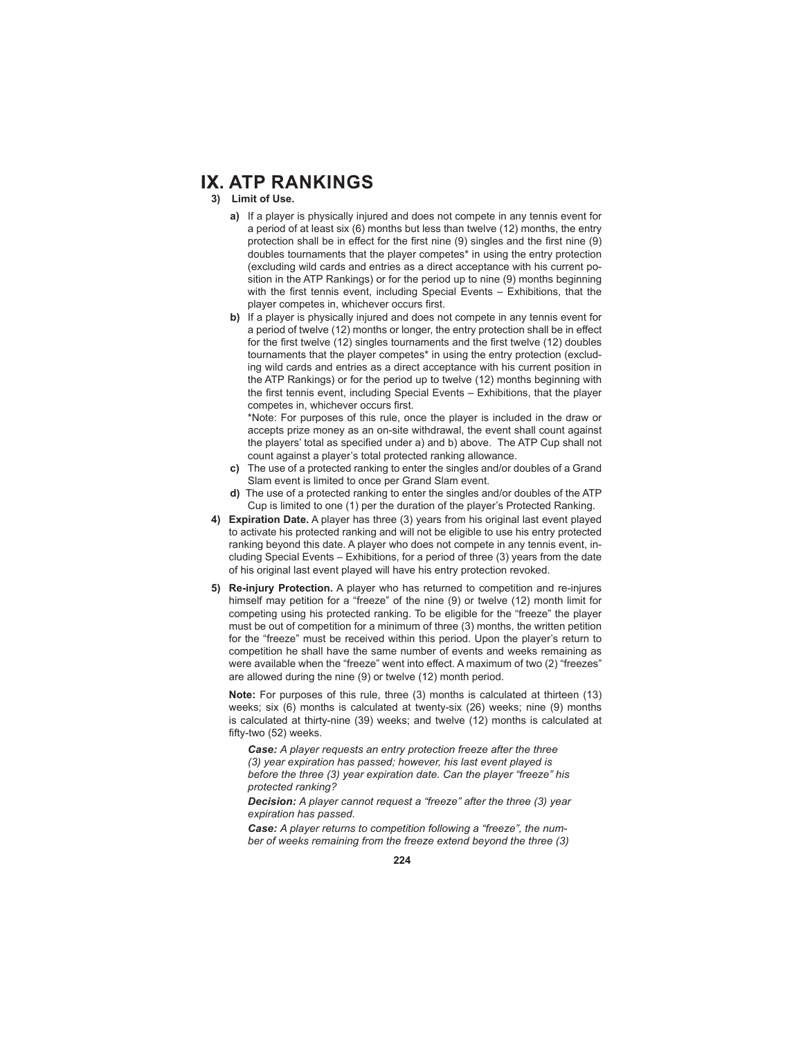# IX. ATP RANKINGS

**3) Limit of Use.**

**a)** If a player is physically injured and does not compete in any tennis event for a period of at least six (6) months but less than twelve (12) months, the entry protection shall be in effect for the first nine (9) singles and the first nine (9) doubles tournaments that the player competes* in using the entry protection (excluding wild cards and entries as a direct acceptance with his current position in the ATP Rankings) or for the period up to nine (9) months beginning with the first tennis event, including Special Events – Exhibitions, that the player competes in, whichever occurs first.

**b)** If a player is physically injured and does not compete in any tennis event for a period of twelve (12) months or longer, the entry protection shall be in effect for the first twelve (12) singles tournaments and the first twelve (12) doubles tournaments that the player competes* in using the entry protection (excluding wild cards and entries as a direct acceptance with his current position in the ATP Rankings) or for the period up to twelve (12) months beginning with the first tennis event, including Special Events – Exhibitions, that the player competes in, whichever occurs first.

*Note: For purposes of this rule, once the player is included in the draw or accepts prize money as an on-site withdrawal, the event shall count against the players' total as specified under a) and b) above. The ATP Cup shall not count against a player's total protected ranking allowance.

**c)** The use of a protected ranking to enter the singles and/or doubles of a Grand Slam event is limited to once per Grand Slam event.

**d)** The use of a protected ranking to enter the singles and/or doubles of the ATP Cup is limited to one (1) per the duration of the player's Protected Ranking.

**4) Expiration Date.** A player has three (3) years from his original last event played to activate his protected ranking and will not be eligible to use his entry protected ranking beyond this date. A player who does not compete in any tennis event, including Special Events – Exhibitions, for a period of three (3) years from the date of his original last event played will have his entry protection revoked.

**5) Re-injury Protection.** A player who has returned to competition and re-injures himself may petition for a "freeze" of the nine (9) or twelve (12) month limit for competing using his protected ranking. To be eligible for the "freeze" the player must be out of competition for a minimum of three (3) months, the written petition for the "freeze" must be received within this period. Upon the player's return to competition he shall have the same number of events and weeks remaining as were available when the "freeze" went into effect. A maximum of two (2) "freezes" are allowed during the nine (9) or twelve (12) month period.

**Note:** For purposes of this rule, three (3) months is calculated at thirteen (13) weeks; six (6) months is calculated at twenty-six (26) weeks; nine (9) months is calculated at thirty-nine (39) weeks; and twelve (12) months is calculated at fifty-two (52) weeks.

***Case:*** *A player requests an entry protection freeze after the three (3) year expiration has passed; however, his last event played is before the three (3) year expiration date. Can the player "freeze" his protected ranking?*

***Decision:*** *A player cannot request a "freeze" after the three (3) year expiration has passed.*

***Case:*** *A player returns to competition following a "freeze", the number of weeks remaining from the freeze extend beyond the three (3)*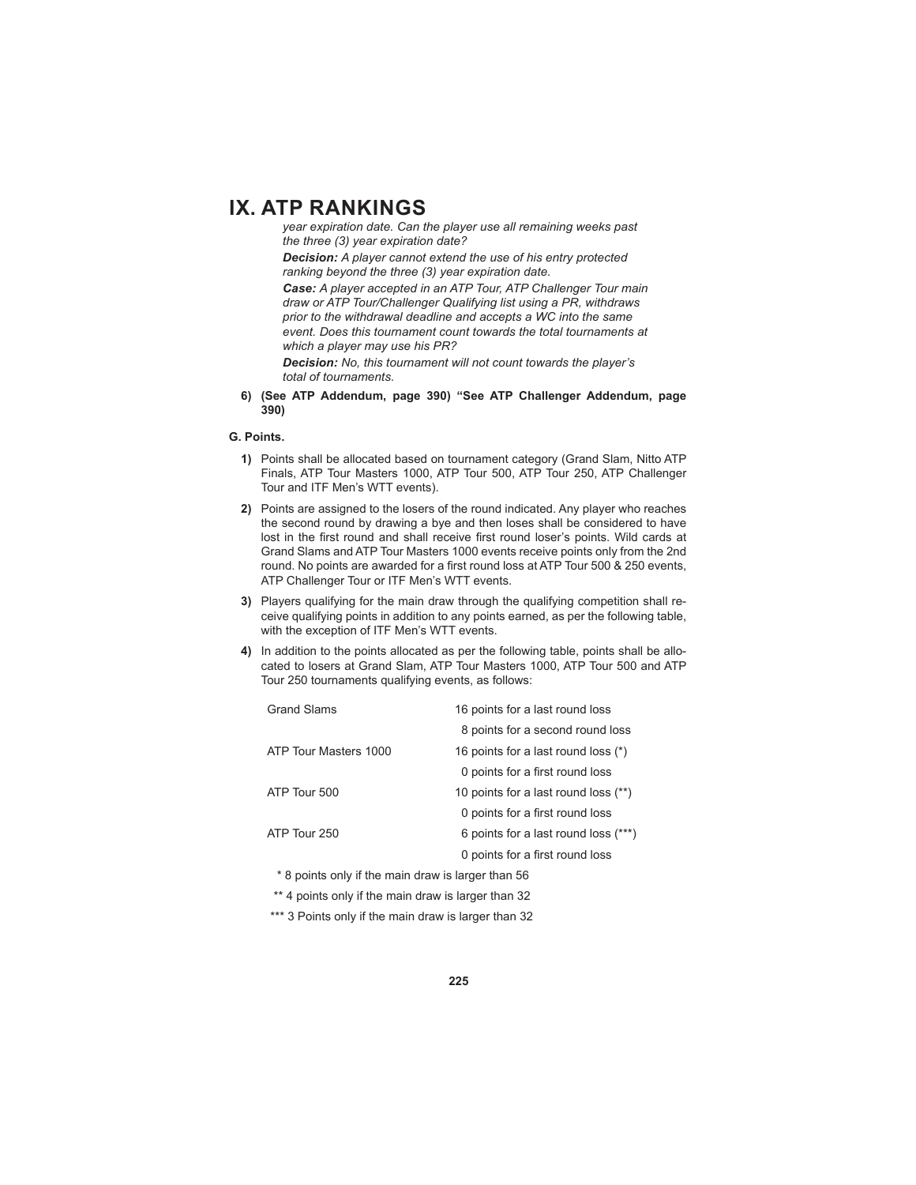*year expiration date. Can the player use all remaining weeks past the three (3) year expiration date?*

***Decision:** A player cannot extend the use of his entry protected ranking beyond the three (3) year expiration date.*

***Case:** A player accepted in an ATP Tour, ATP Challenger Tour main draw or ATP Tour/Challenger Qualifying list using a PR, withdraws prior to the withdrawal deadline and accepts a WC into the same event. Does this tournament count towards the total tournaments at which a player may use his PR?*

***Decision:** No, this tournament will not count towards the player's total of tournaments.*

**6) (See ATP Addendum, page 390) "See ATP Challenger Addendum, page 390)**

**G. Points.**

**1)** Points shall be allocated based on tournament category (Grand Slam, Nitto ATP Finals, ATP Tour Masters 1000, ATP Tour 500, ATP Tour 250, ATP Challenger Tour and ITF Men's WTT events).

**2)** Points are assigned to the losers of the round indicated. Any player who reaches the second round by drawing a bye and then loses shall be considered to have lost in the first round and shall receive first round loser's points. Wild cards at Grand Slams and ATP Tour Masters 1000 events receive points only from the 2nd round. No points are awarded for a first round loss at ATP Tour 500 & 250 events, ATP Challenger Tour or ITF Men's WTT events.

**3)** Players qualifying for the main draw through the qualifying competition shall receive qualifying points in addition to any points earned, as per the following table, with the exception of ITF Men's WTT events.

**4)** In addition to the points allocated as per the following table, points shall be allocated to losers at Grand Slam, ATP Tour Masters 1000, ATP Tour 500 and ATP Tour 250 tournaments qualifying events, as follows:

| | |
|---|---|
| Grand Slams | 16 points for a last round loss |
| | 8 points for a second round loss |
| ATP Tour Masters 1000 | 16 points for a last round loss (*) |
| | 0 points for a first round loss |
| ATP Tour 500 | 10 points for a last round loss (**) |
| | 0 points for a first round loss |
| ATP Tour 250 | 6 points for a last round loss (***) |
| | 0 points for a first round loss |

\* 8 points only if the main draw is larger than 56

\** 4 points only if the main draw is larger than 32

\*** 3 Points only if the main draw is larger than 32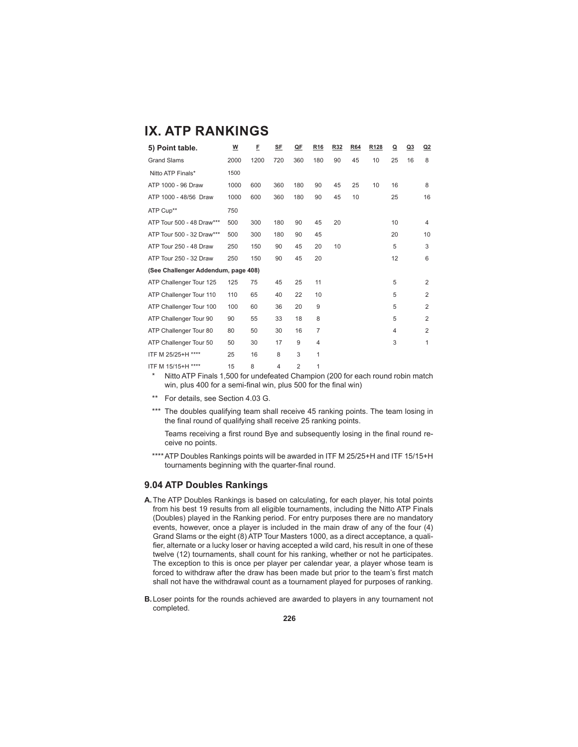# IX. ATP RANKINGS

| **5) Point table.** | W | F | SF | QF | R16 | R32 | R64 | R128 | Q | Q3 | Q2 |
|---|---|---|---|---|---|---|---|---|---|---|---|
| Grand Slams | 2000 | 1200 | 720 | 360 | 180 | 90 | 45 | 10 | 25 | 16 | 8 |
| Nitto ATP Finals* | 1500 | | | | | | | | | | |
| ATP 1000 - 96 Draw | 1000 | 600 | 360 | 180 | 90 | 45 | 25 | 10 | 16 | | 8 |
| ATP 1000 - 48/56 Draw | 1000 | 600 | 360 | 180 | 90 | 45 | 10 | | 25 | | 16 |
| ATP Cup** | 750 | | | | | | | | | | |
| ATP Tour 500 - 48 Draw*** | 500 | 300 | 180 | 90 | 45 | 20 | | | 10 | | 4 |
| ATP Tour 500 - 32 Draw*** | 500 | 300 | 180 | 90 | 45 | | | | 20 | | 10 |
| ATP Tour 250 - 48 Draw | 250 | 150 | 90 | 45 | 20 | 10 | | | 5 | | 3 |
| ATP Tour 250 - 32 Draw | 250 | 150 | 90 | 45 | 20 | | | | 12 | | 6 |
| **(See Challenger Addendum, page 408)** | | | | | | | | | | | |
| ATP Challenger Tour 125 | 125 | 75 | 45 | 25 | 11 | | | | 5 | | 2 |
| ATP Challenger Tour 110 | 110 | 65 | 40 | 22 | 10 | | | | 5 | | 2 |
| ATP Challenger Tour 100 | 100 | 60 | 36 | 20 | 9 | | | | 5 | | 2 |
| ATP Challenger Tour 90 | 90 | 55 | 33 | 18 | 8 | | | | 5 | | 2 |
| ATP Challenger Tour 80 | 80 | 50 | 30 | 16 | 7 | | | | 4 | | 2 |
| ATP Challenger Tour 50 | 50 | 30 | 17 | 9 | 4 | | | | 3 | | 1 |
| ITF M 25/25+H **** | 25 | 16 | 8 | 3 | 1 | | | | | | |
| ITF M 15/15+H **** | 15 | 8 | 4 | 2 | 1 | | | | | | |

\* Nitto ATP Finals 1,500 for undefeated Champion (200 for each round robin match win, plus 400 for a semi-final win, plus 500 for the final win)

** For details, see Section 4.03 G.

*** The doubles qualifying team shall receive 45 ranking points. The team losing in the final round of qualifying shall receive 25 ranking points.

Teams receiving a first round Bye and subsequently losing in the final round receive no points.

**** ATP Doubles Rankings points will be awarded in ITF M 25/25+H and ITF 15/15+H tournaments beginning with the quarter-final round.

## 9.04 ATP Doubles Rankings

**A.** The ATP Doubles Rankings is based on calculating, for each player, his total points from his best 19 results from all eligible tournaments, including the Nitto ATP Finals (Doubles) played in the Ranking period. For entry purposes there are no mandatory events, however, once a player is included in the main draw of any of the four (4) Grand Slams or the eight (8) ATP Tour Masters 1000, as a direct acceptance, a qualifier, alternate or a lucky loser or having accepted a wild card, his result in one of these twelve (12) tournaments, shall count for his ranking, whether or not he participates. The exception to this is once per player per calendar year, a player whose team is forced to withdraw after the draw has been made but prior to the team's first match shall not have the withdrawal count as a tournament played for purposes of ranking.

**B.** Loser points for the rounds achieved are awarded to players in any tournament not completed.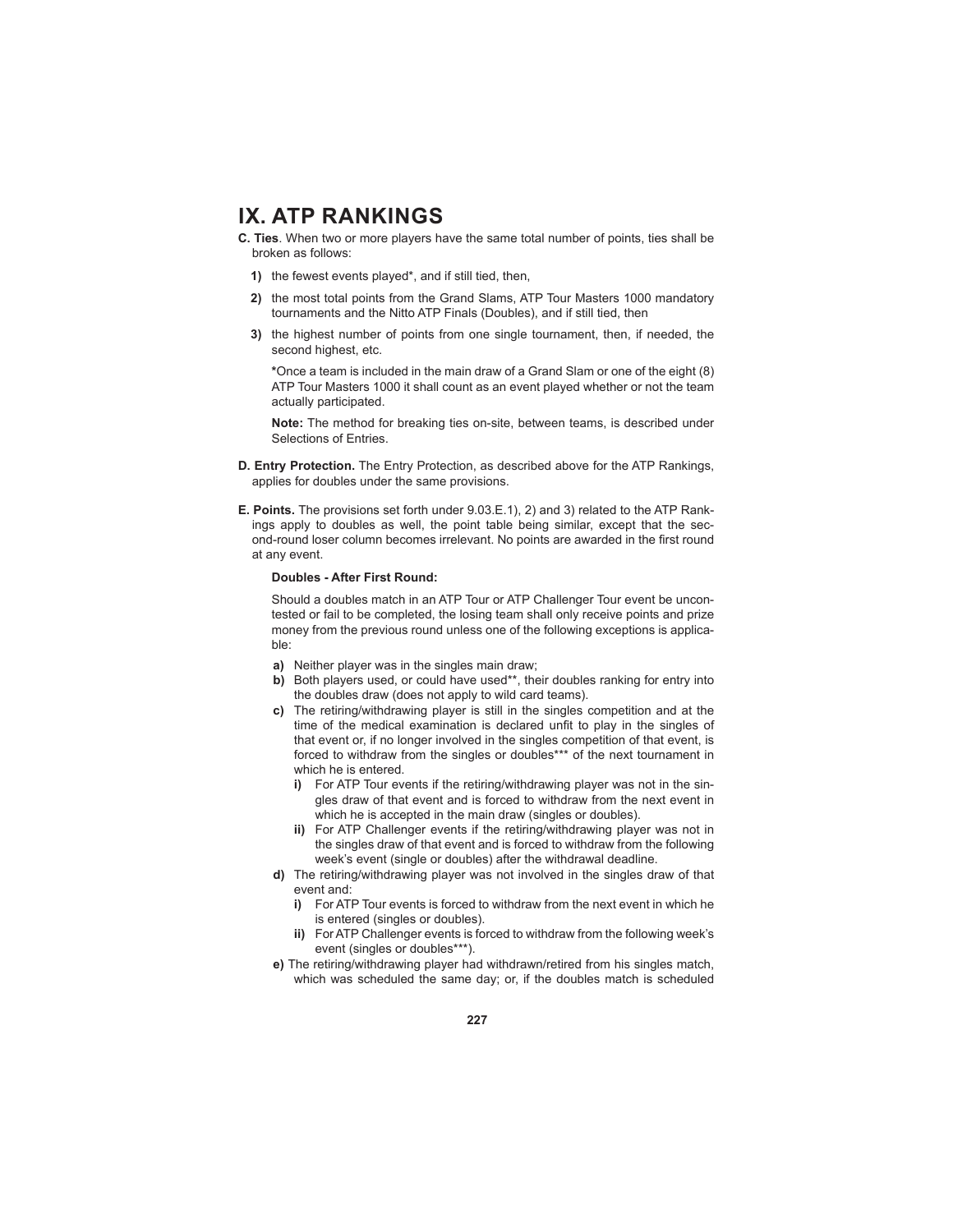# IX. ATP RANKINGS

**C. Ties**. When two or more players have the same total number of points, ties shall be broken as follows:

**1)** the fewest events played*, and if still tied, then,

**2)** the most total points from the Grand Slams, ATP Tour Masters 1000 mandatory tournaments and the Nitto ATP Finals (Doubles), and if still tied, then

**3)** the highest number of points from one single tournament, then, if needed, the second highest, etc.

***** Once a team is included in the main draw of a Grand Slam or one of the eight (8) ATP Tour Masters 1000 it shall count as an event played whether or not the team actually participated.

**Note:** The method for breaking ties on-site, between teams, is described under Selections of Entries.

**D. Entry Protection.** The Entry Protection, as described above for the ATP Rankings, applies for doubles under the same provisions.

**E. Points.** The provisions set forth under 9.03.E.1), 2) and 3) related to the ATP Rankings apply to doubles as well, the point table being similar, except that the second-round loser column becomes irrelevant. No points are awarded in the first round at any event.

**Doubles - After First Round:**

Should a doubles match in an ATP Tour or ATP Challenger Tour event be uncontested or fail to be completed, the losing team shall only receive points and prize money from the previous round unless one of the following exceptions is applicable:

**a)** Neither player was in the singles main draw;

**b)** Both players used, or could have used**, their doubles ranking for entry into the doubles draw (does not apply to wild card teams).

**c)** The retiring/withdrawing player is still in the singles competition and at the time of the medical examination is declared unfit to play in the singles of that event or, if no longer involved in the singles competition of that event, is forced to withdraw from the singles or doubles*** of the next tournament in which he is entered.

- **i)** For ATP Tour events if the retiring/withdrawing player was not in the singles draw of that event and is forced to withdraw from the next event in which he is accepted in the main draw (singles or doubles).
- **ii)** For ATP Challenger events if the retiring/withdrawing player was not in the singles draw of that event and is forced to withdraw from the following week's event (single or doubles) after the withdrawal deadline.

**d)** The retiring/withdrawing player was not involved in the singles draw of that event and:

- **i)** For ATP Tour events is forced to withdraw from the next event in which he is entered (singles or doubles).
- **ii)** For ATP Challenger events is forced to withdraw from the following week's event (singles or doubles***).

**e)** The retiring/withdrawing player had withdrawn/retired from his singles match, which was scheduled the same day; or, if the doubles match is scheduled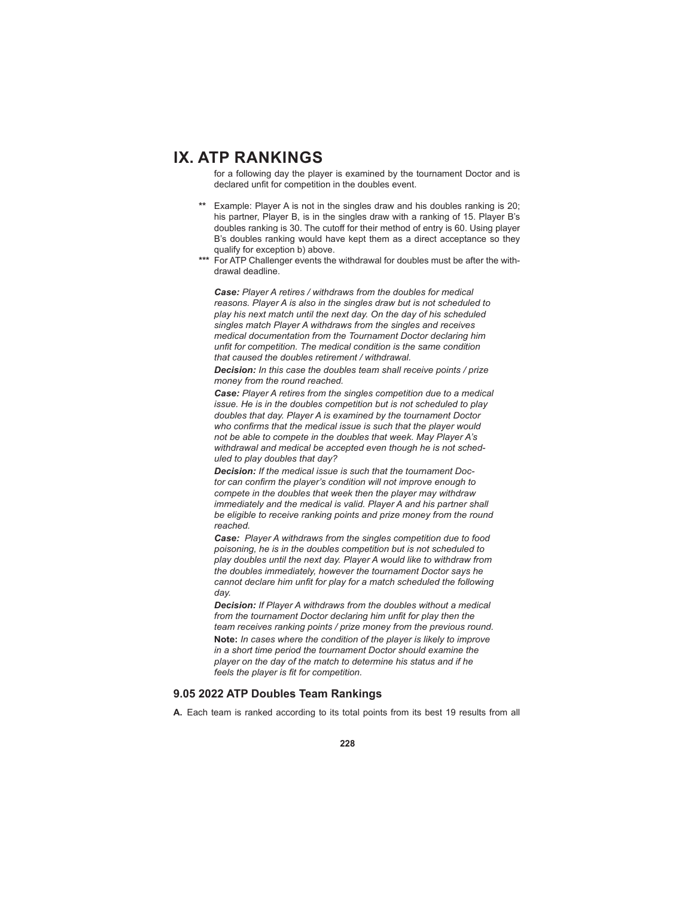for a following day the player is examined by the tournament Doctor and is declared unfit for competition in the doubles event.

** Example: Player A is not in the singles draw and his doubles ranking is 20; his partner, Player B, is in the singles draw with a ranking of 15. Player B's doubles ranking is 30. The cutoff for their method of entry is 60. Using player B's doubles ranking would have kept them as a direct acceptance so they qualify for exception b) above.

*** For ATP Challenger events the withdrawal for doubles must be after the withdrawal deadline.

***Case:*** *Player A retires / withdraws from the doubles for medical reasons. Player A is also in the singles draw but is not scheduled to play his next match until the next day. On the day of his scheduled singles match Player A withdraws from the singles and receives medical documentation from the Tournament Doctor declaring him unfit for competition. The medical condition is the same condition that caused the doubles retirement / withdrawal.*

***Decision:*** *In this case the doubles team shall receive points / prize money from the round reached.*

***Case:*** *Player A retires from the singles competition due to a medical issue. He is in the doubles competition but is not scheduled to play doubles that day. Player A is examined by the tournament Doctor who confirms that the medical issue is such that the player would not be able to compete in the doubles that week. May Player A's withdrawal and medical be accepted even though he is not scheduled to play doubles that day?*

***Decision:*** *If the medical issue is such that the tournament Doctor can confirm the player's condition will not improve enough to compete in the doubles that week then the player may withdraw immediately and the medical is valid. Player A and his partner shall be eligible to receive ranking points and prize money from the round reached.*

***Case:*** *Player A withdraws from the singles competition due to food poisoning, he is in the doubles competition but is not scheduled to play doubles until the next day. Player A would like to withdraw from the doubles immediately, however the tournament Doctor says he cannot declare him unfit for play for a match scheduled the following day.*

***Decision:*** *If Player A withdraws from the doubles without a medical from the tournament Doctor declaring him unfit for play then the team receives ranking points / prize money from the previous round.*

**Note:** *In cases where the condition of the player is likely to improve in a short time period the tournament Doctor should examine the player on the day of the match to determine his status and if he feels the player is fit for competition.*

### 9.05 2022 ATP Doubles Team Rankings

**A.** Each team is ranked according to its total points from its best 19 results from all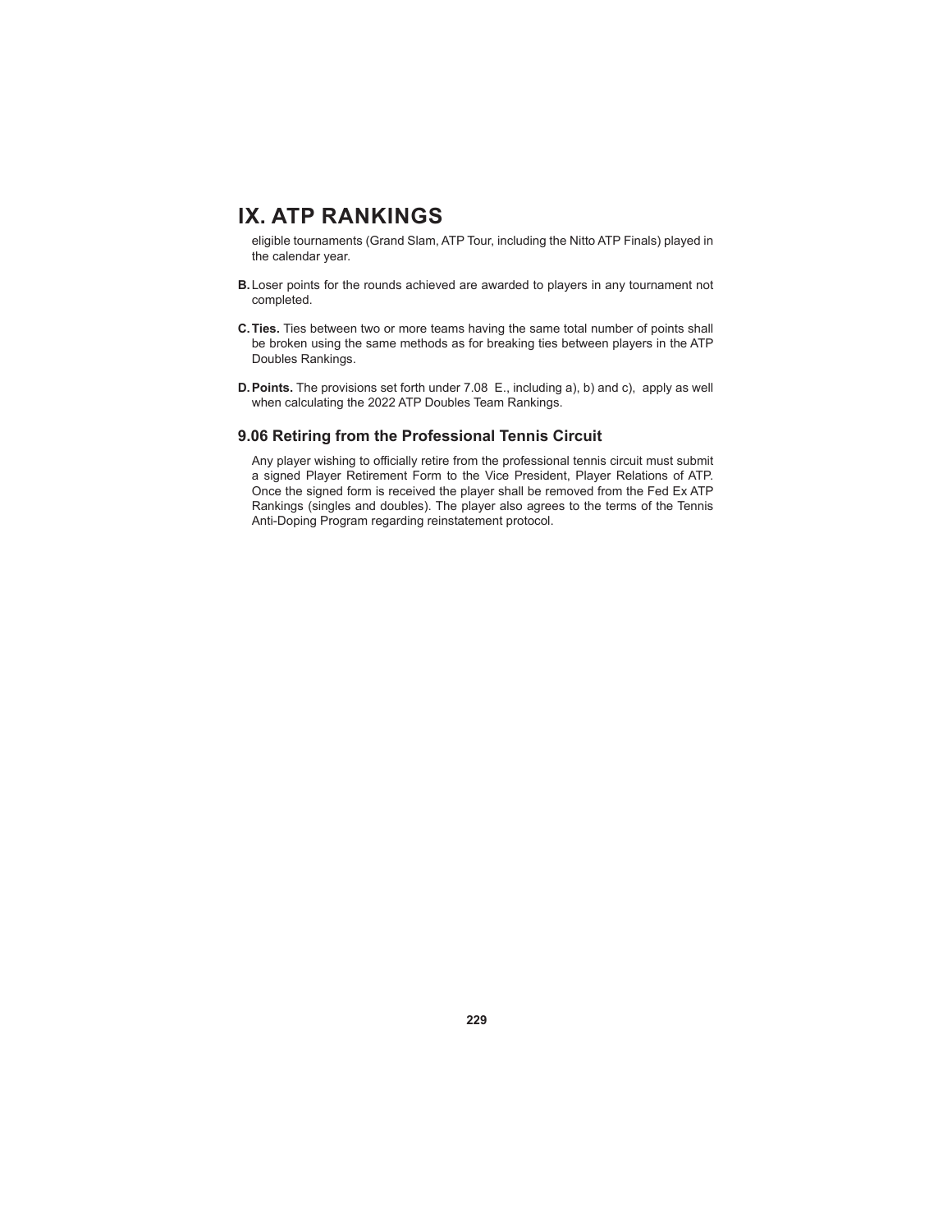# IX. ATP RANKINGS

eligible tournaments (Grand Slam, ATP Tour, including the Nitto ATP Finals) played in the calendar year.

**B.** Loser points for the rounds achieved are awarded to players in any tournament not completed.

**C. Ties.** Ties between two or more teams having the same total number of points shall be broken using the same methods as for breaking ties between players in the ATP Doubles Rankings.

**D. Points.** The provisions set forth under 7.08 E., including a), b) and c), apply as well when calculating the 2022 ATP Doubles Team Rankings.

## 9.06 Retiring from the Professional Tennis Circuit

Any player wishing to officially retire from the professional tennis circuit must submit a signed Player Retirement Form to the Vice President, Player Relations of ATP. Once the signed form is received the player shall be removed from the Fed Ex ATP Rankings (singles and doubles). The player also agrees to the terms of the Tennis Anti-Doping Program regarding reinstatement protocol.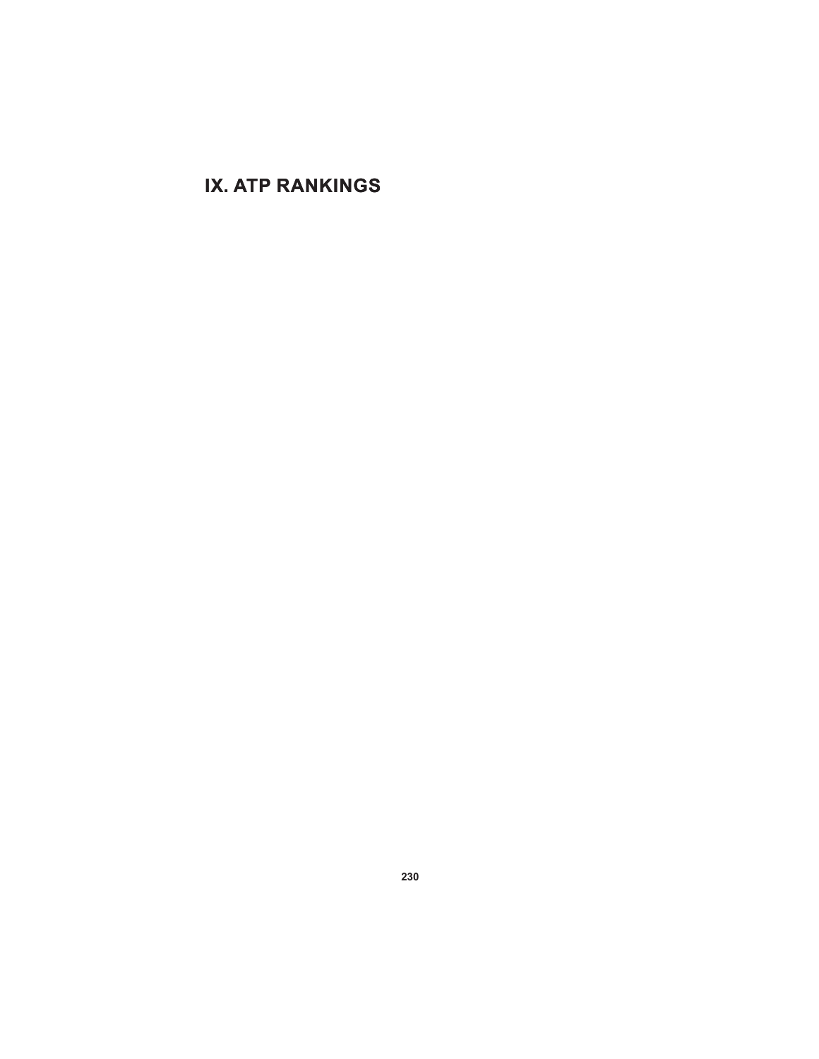# IX. ATP RANKINGS